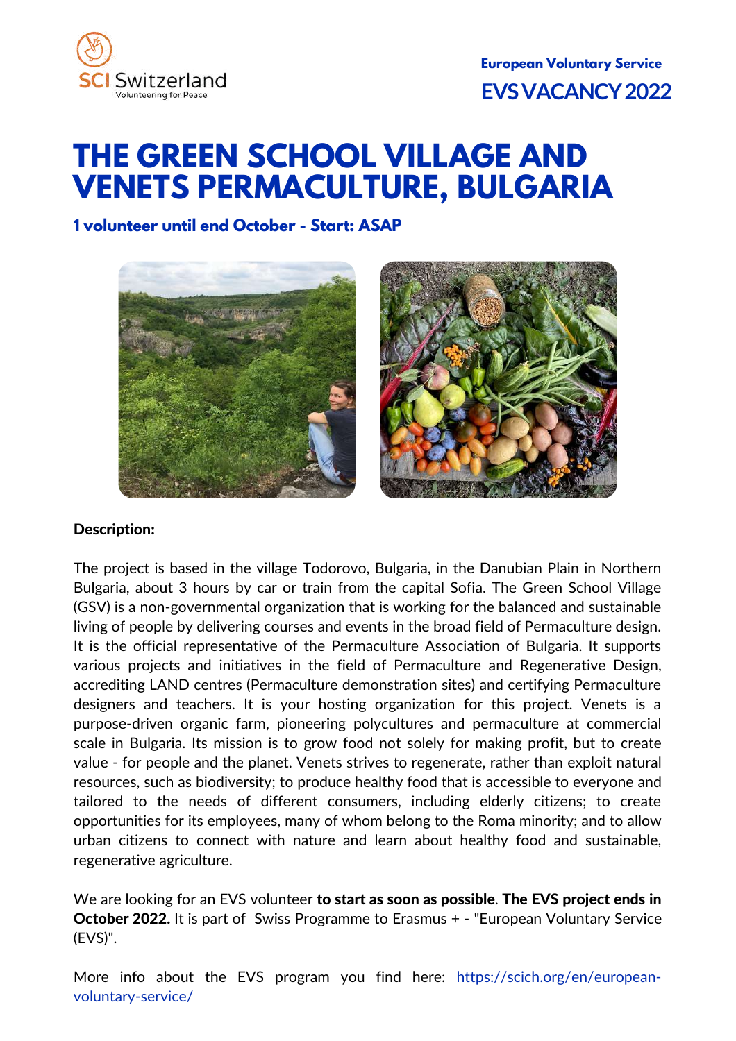SCI Switzerland
Volunteering for Peace

**European Voluntary Service**

**EVS VACANCY 2022**

# THE GREEN SCHOOL VILLAGE AND VENETS PERMACULTURE, BULGARIA

**1 volunteer until end October - Start: ASAP**

**Description:**

The project is based in the village Todorovo, Bulgaria, in the Danubian Plain in Northern Bulgaria, about 3 hours by car or train from the capital Sofia. The Green School Village (GSV) is a non-governmental organization that is working for the balanced and sustainable living of people by delivering courses and events in the broad field of Permaculture design. It is the official representative of the Permaculture Association of Bulgaria. It supports various projects and initiatives in the field of Permaculture and Regenerative Design, accrediting LAND centres (Permaculture demonstration sites) and certifying Permaculture designers and teachers. It is your hosting organization for this project. Venets is a purpose-driven organic farm, pioneering polycultures and permaculture at commercial scale in Bulgaria. Its mission is to grow food not solely for making profit, but to create value - for people and the planet. Venets strives to regenerate, rather than exploit natural resources, such as biodiversity; to produce healthy food that is accessible to everyone and tailored to the needs of different consumers, including elderly citizens; to create opportunities for its employees, many of whom belong to the Roma minority; and to allow urban citizens to connect with nature and learn about healthy food and sustainable, regenerative agriculture.

We are looking for an EVS volunteer **to start as soon as possible**. **The EVS project ends in October 2022.** It is part of Swiss Programme to Erasmus + - "European Voluntary Service (EVS)".

More info about the EVS program you find here: https://scich.org/en/european-voluntary-service/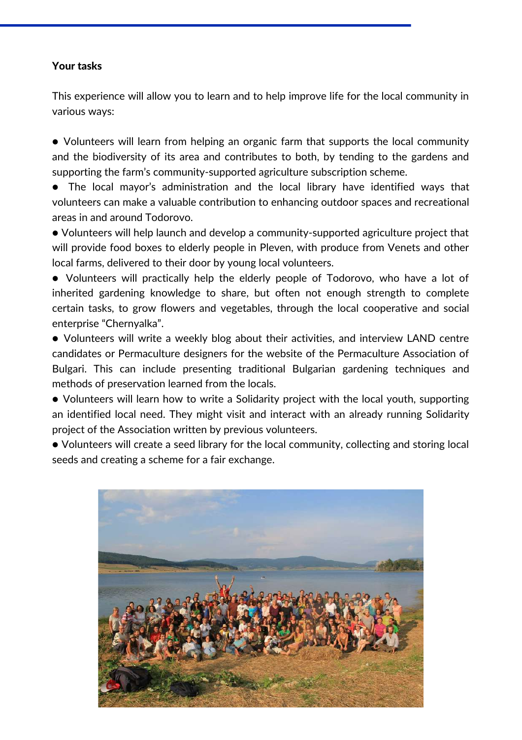**Your tasks**

This experience will allow you to learn and to help improve life for the local community in various ways:

- Volunteers will learn from helping an organic farm that supports the local community and the biodiversity of its area and contributes to both, by tending to the gardens and supporting the farm's community-supported agriculture subscription scheme.
- The local mayor's administration and the local library have identified ways that volunteers can make a valuable contribution to enhancing outdoor spaces and recreational areas in and around Todorovo.
- Volunteers will help launch and develop a community-supported agriculture project that will provide food boxes to elderly people in Pleven, with produce from Venets and other local farms, delivered to their door by young local volunteers.
- Volunteers will practically help the elderly people of Todorovo, who have a lot of inherited gardening knowledge to share, but often not enough strength to complete certain tasks, to grow flowers and vegetables, through the local cooperative and social enterprise "Chernyalka".
- Volunteers will write a weekly blog about their activities, and interview LAND centre candidates or Permaculture designers for the website of the Permaculture Association of Bulgari. This can include presenting traditional Bulgarian gardening techniques and methods of preservation learned from the locals.
- Volunteers will learn how to write a Solidarity project with the local youth, supporting an identified local need. They might visit and interact with an already running Solidarity project of the Association written by previous volunteers.
- Volunteers will create a seed library for the local community, collecting and storing local seeds and creating a scheme for a fair exchange.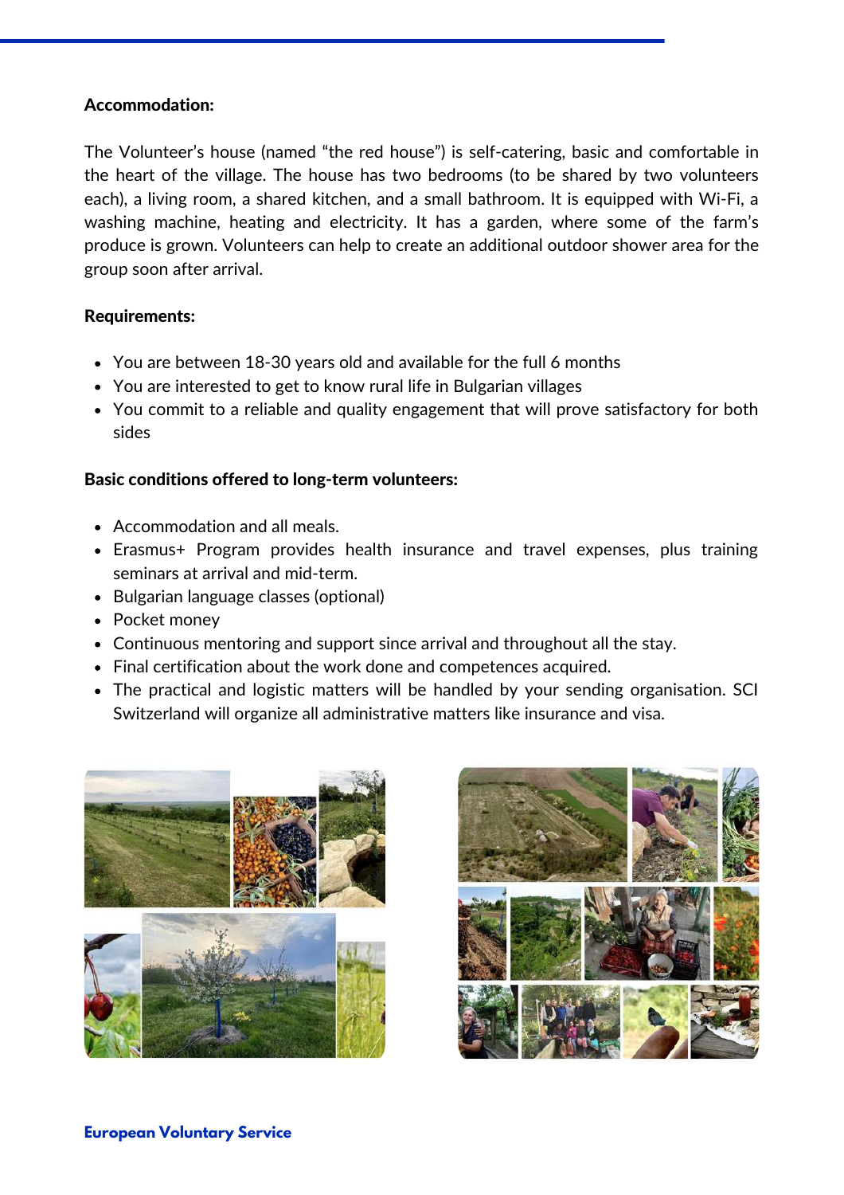**Accommodation:**

The Volunteer's house (named "the red house") is self-catering, basic and comfortable in the heart of the village. The house has two bedrooms (to be shared by two volunteers each), a living room, a shared kitchen, and a small bathroom. It is equipped with Wi-Fi, a washing machine, heating and electricity. It has a garden, where some of the farm's produce is grown. Volunteers can help to create an additional outdoor shower area for the group soon after arrival.

**Requirements:**

- You are between 18-30 years old and available for the full 6 months
- You are interested to get to know rural life in Bulgarian villages
- You commit to a reliable and quality engagement that will prove satisfactory for both sides

**Basic conditions offered to long-term volunteers:**

- Accommodation and all meals.
- Erasmus+ Program provides health insurance and travel expenses, plus training seminars at arrival and mid-term.
- Bulgarian language classes (optional)
- Pocket money
- Continuous mentoring and support since arrival and throughout all the stay.
- Final certification about the work done and competences acquired.
- The practical and logistic matters will be handled by your sending organisation. SCI Switzerland will organize all administrative matters like insurance and visa.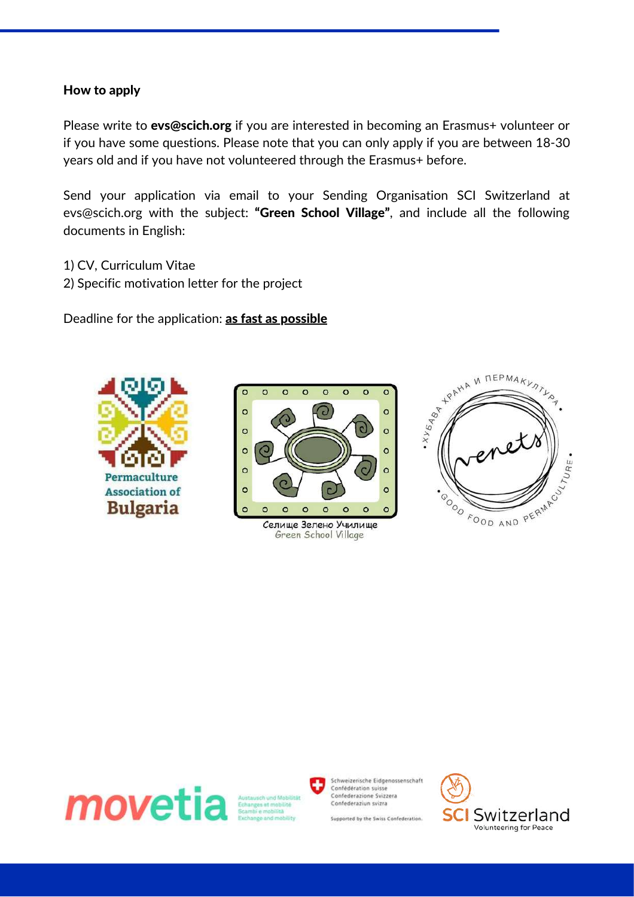**How to apply**

Please write to **evs@scich.org** if you are interested in becoming an Erasmus+ volunteer or if you have some questions. Please note that you can only apply if you are between 18-30 years old and if you have not volunteered through the Erasmus+ before.

Send your application via email to your Sending Organisation SCI Switzerland at evs@scich.org with the subject: **"Green School Village"**, and include all the following documents in English:

1) CV, Curriculum Vitae
2) Specific motivation letter for the project

Deadline for the application: **as fast as possible**